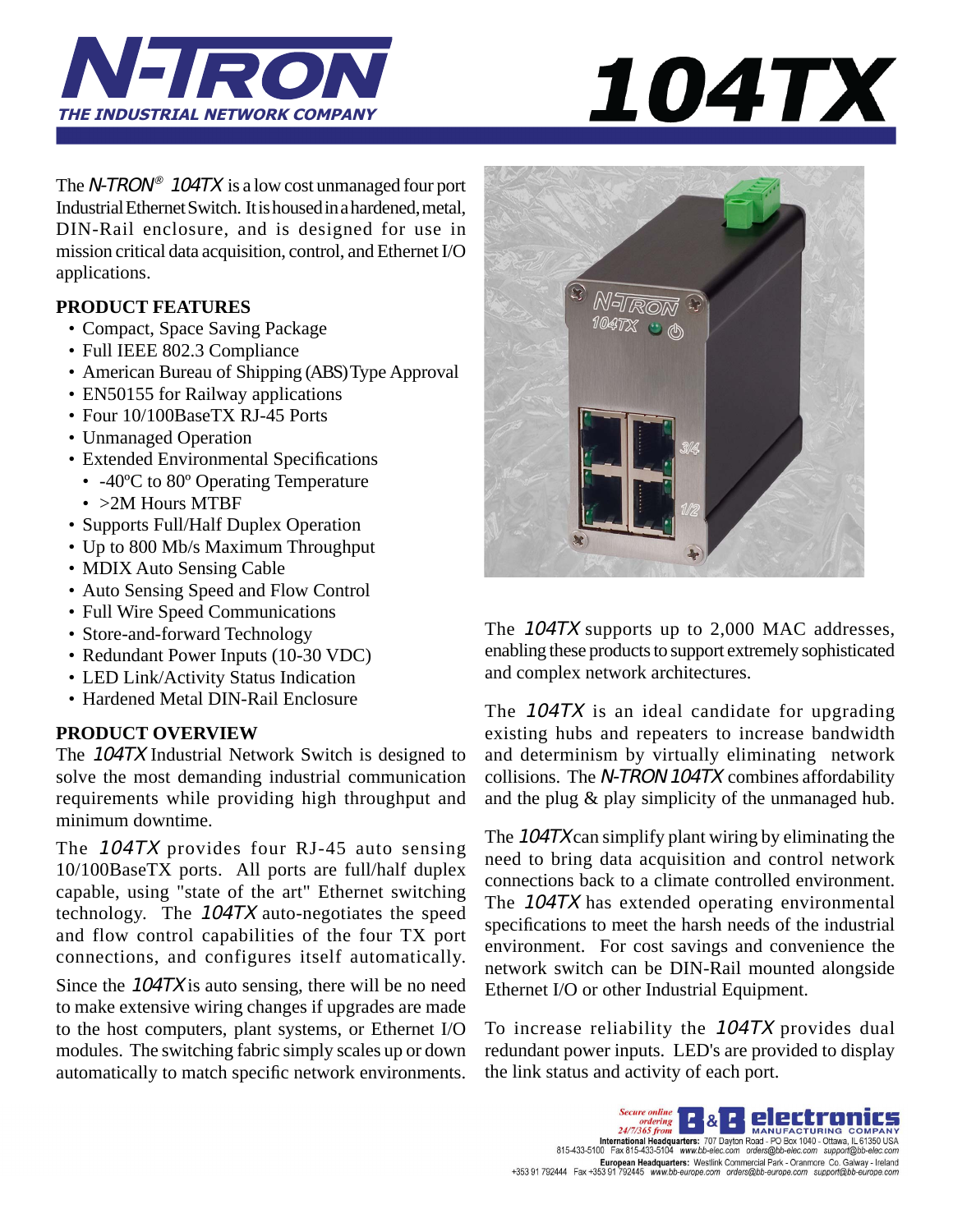# N-TRON

*THE INDUSTRIAL NETWORK COMPANY*

# 104TX

The *N-TRON*® *104TX* is a low cost unmanaged four port Industrial Ethernet Switch. It is housed in a hardened, metal, DIN-Rail enclosure, and is designed for use in mission critical data acquisition, control, and Ethernet I/O applications.

## PRODUCT FEATURES

- Compact, Space Saving Package
- Full IEEE 802.3 Compliance
- American Bureau of Shipping (ABS) Type Approval
- EN50155 for Railway applications
- Four 10/100BaseTX RJ-45 Ports
- Unmanaged Operation
- Extended Environmental Specifications
  - -40ºC to 80º Operating Temperature
  - >2M Hours MTBF
- Supports Full/Half Duplex Operation
- Up to 800 Mb/s Maximum Throughput
- MDIX Auto Sensing Cable
- Auto Sensing Speed and Flow Control
- Full Wire Speed Communications
- Store-and-forward Technology
- Redundant Power Inputs (10-30 VDC)
- LED Link/Activity Status Indication
- Hardened Metal DIN-Rail Enclosure

## PRODUCT OVERVIEW

The *104TX* Industrial Network Switch is designed to solve the most demanding industrial communication requirements while providing high throughput and minimum downtime.

The *104TX* provides four RJ-45 auto sensing 10/100BaseTX ports. All ports are full/half duplex capable, using "state of the art" Ethernet switching technology. The *104TX* auto-negotiates the speed and flow control capabilities of the four TX port connections, and configures itself automatically.

Since the *104TX* is auto sensing, there will be no need to make extensive wiring changes if upgrades are made to the host computers, plant systems, or Ethernet I/O modules. The switching fabric simply scales up or down automatically to match specific network environments.

The *104TX* supports up to 2,000 MAC addresses, enabling these products to support extremely sophisticated and complex network architectures.

The *104TX* is an ideal candidate for upgrading existing hubs and repeaters to increase bandwidth and determinism by virtually eliminating network collisions. The *N-TRON 104TX* combines affordability and the plug & play simplicity of the unmanaged hub.

The *104TX* can simplify plant wiring by eliminating the need to bring data acquisition and control network connections back to a climate controlled environment. The *104TX* has extended operating environmental specifications to meet the harsh needs of the industrial environment. For cost savings and convenience the network switch can be DIN-Rail mounted alongside Ethernet I/O or other Industrial Equipment.

To increase reliability the *104TX* provides dual redundant power inputs. LED's are provided to display the link status and activity of each port.

*Secure online ordering 24/7/365 from* B&B electronics MANUFACTURING COMPANY

**International Headquarters:** 707 Dayton Road - PO Box 1040 - Ottawa, IL 61350 USA
815-433-5100 Fax 815-433-5104 *www.bb-elec.com orders@bb-elec.com support@bb-elec.com*

**European Headquarters:** Westlink Commercial Park - Oranmore Co. Galway - Ireland
+353 91 792444 Fax +353 91 792445 *www.bb-europe.com orders@bb-europe.com support@bb-europe.com*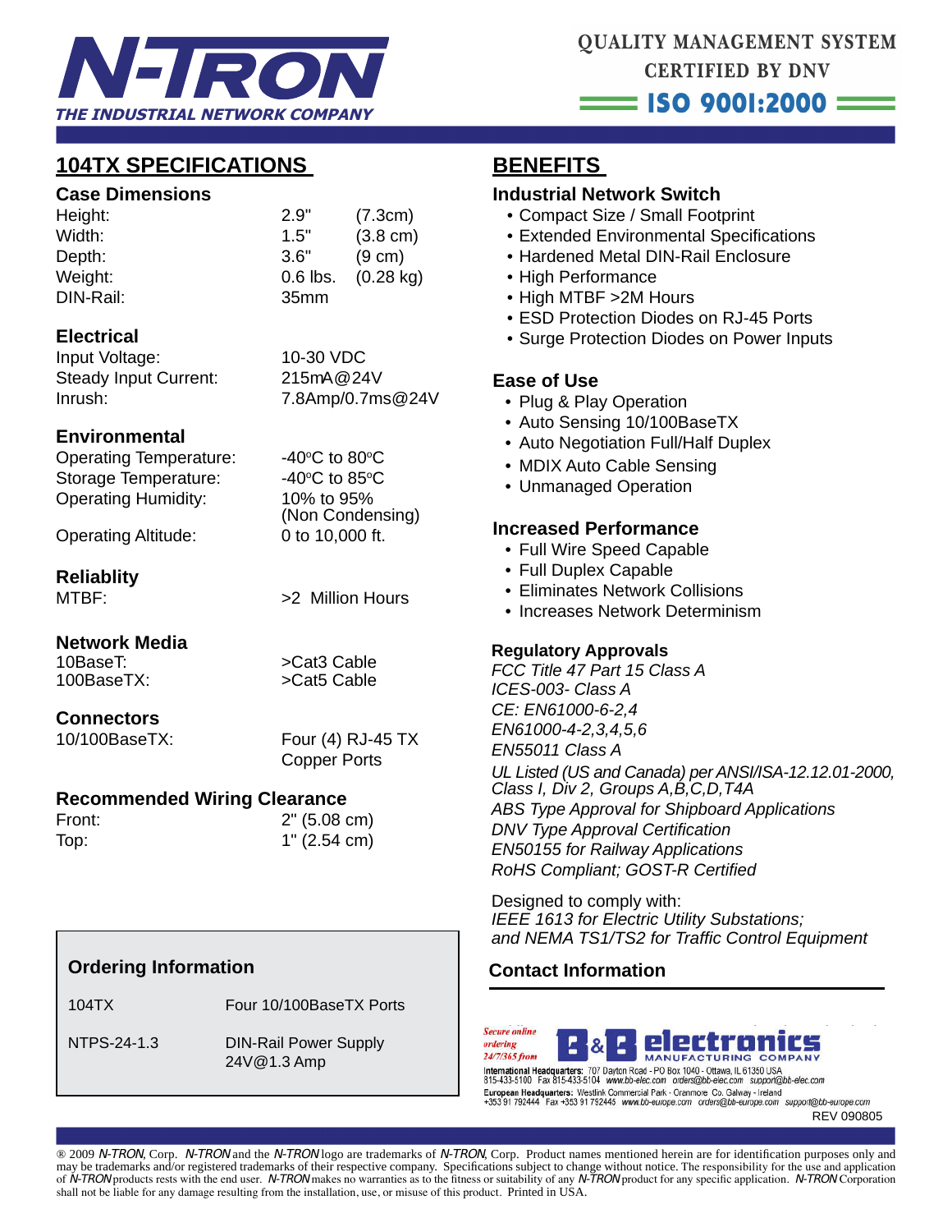N-TRON
THE INDUSTRIAL NETWORK COMPANY

QUALITY MANAGEMENT SYSTEM
CERTIFIED BY DNV
ISO 9001:2000

## 104TX SPECIFICATIONS

### Case Dimensions

| | | |
|---|---|---|
| Height: | 2.9" | (7.3cm) |
| Width: | 1.5" | (3.8 cm) |
| Depth: | 3.6" | (9 cm) |
| Weight: | 0.6 lbs. | (0.28 kg) |
| DIN-Rail: | 35mm | |

### Electrical

| | |
|---|---|
| Input Voltage: | 10-30 VDC |
| Steady Input Current: | 215mA@24V |
| Inrush: | 7.8Amp/0.7ms@24V |

### Environmental

| | |
|---|---|
| Operating Temperature: | -40°C to 80°C |
| Storage Temperature: | -40°C to 85°C |
| Operating Humidity: | 10% to 95% (Non Condensing) |
| Operating Altitude: | 0 to 10,000 ft. |

### Reliablity

| | |
|---|---|
| MTBF: | >2 Million Hours |

### Network Media

| | |
|---|---|
| 10BaseT: | >Cat3 Cable |
| 100BaseTX: | >Cat5 Cable |

### Connectors

| | |
|---|---|
| 10/100BaseTX: | Four (4) RJ-45 TX Copper Ports |

### Recommended Wiring Clearance

| | |
|---|---|
| Front: | 2" (5.08 cm) |
| Top: | 1" (2.54 cm) |

### Ordering Information

| | |
|---|---|
| 104TX | Four 10/100BaseTX Ports |
| NTPS-24-1.3 | DIN-Rail Power Supply 24V@1.3 Amp |

## BENEFITS

### Industrial Network Switch

- Compact Size / Small Footprint
- Extended Environmental Specifications
- Hardened Metal DIN-Rail Enclosure
- High Performance
- High MTBF >2M Hours
- ESD Protection Diodes on RJ-45 Ports
- Surge Protection Diodes on Power Inputs

### Ease of Use

- Plug & Play Operation
- Auto Sensing 10/100BaseTX
- Auto Negotiation Full/Half Duplex
- MDIX Auto Cable Sensing
- Unmanaged Operation

### Increased Performance

- Full Wire Speed Capable
- Full Duplex Capable
- Eliminates Network Collisions
- Increases Network Determinism

### Regulatory Approvals

*FCC Title 47 Part 15 Class A*
*ICES-003- Class A*
*CE: EN61000-6-2,4*
*EN61000-4-2,3,4,5,6*
*EN55011 Class A*
*UL Listed (US and Canada) per ANSI/ISA-12.12.01-2000, Class I, Div 2, Groups A,B,C,D,T4A*
*ABS Type Approval for Shipboard Applications*
*DNV Type Approval Certification*
*EN50155 for Railway Applications*
*RoHS Compliant; GOST-R Certified*

Designed to comply with:
*IEEE 1613 for Electric Utility Substations;*
*and NEMA TS1/TS2 for Traffic Control Equipment*

### Contact Information

*Secure online ordering 24/7/365 from* B&B electronics MANUFACTURING COMPANY

**International Headquarters:** 707 Dayton Road - PO Box 1040 - Ottawa, IL 61350 USA
815-433-5100 Fax 815-433-5104 www.bb-elec.com orders@bb-elec.com support@bb-elec.com
**European Headquarters:** Westlink Commercial Park - Oranmore Co. Galway - Ireland
+353 91 792444 Fax +353 91 792445 www.bb-europe.com orders@bb-europe.com support@bb-europe.com

REV 090805

® 2009 *N-TRON*, Corp. *N-TRON* and the *N-TRON* logo are trademarks of *N-TRON*, Corp. Product names mentioned herein are for identification purposes only and may be trademarks and/or registered trademarks of their respective company. Specifications subject to change without notice. The responsibility for the use and application of *N-TRON* products rests with the end user. *N-TRON* makes no warranties as to the fitness or suitability of any *N-TRON* product for any specific application. *N-TRON* Corporation shall not be liable for any damage resulting from the installation, use, or misuse of this product. Printed in USA.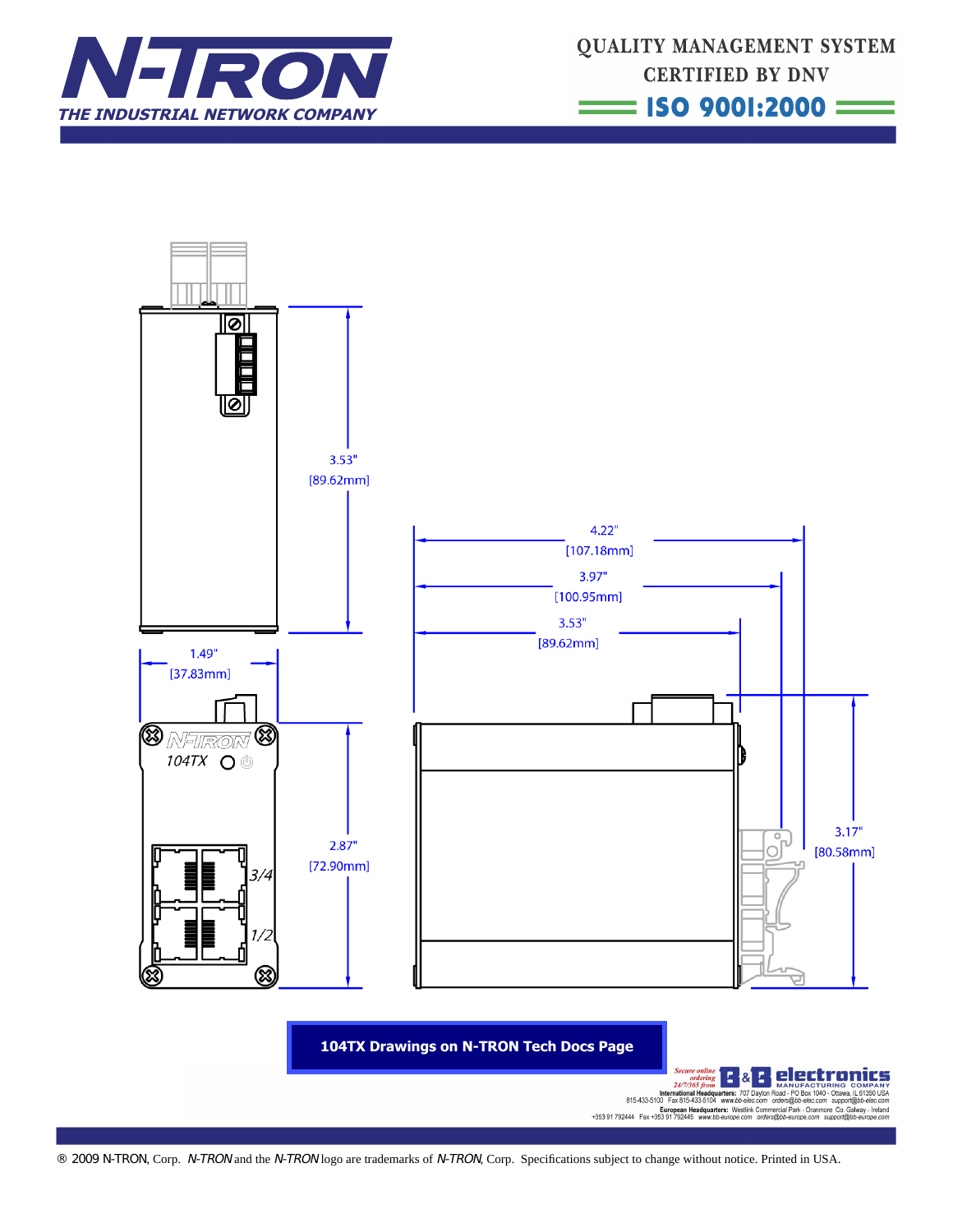N-TRON

THE INDUSTRIAL NETWORK COMPANY

QUALITY MANAGEMENT SYSTEM
CERTIFIED BY DNV
ISO 9001:2000

3.53"
[89.62mm]

1.49"
[37.83mm]

N-TRON
104TX

3/4

1/2

2.87"
[72.90mm]

4.22"
[107.18mm]

3.97"
[100.95mm]

3.53"
[89.62mm]

3.17"
[80.58mm]

**104TX Drawings on N-TRON Tech Docs Page**

Secure online ordering 24/7/365 from B&B electronics MANUFACTURING COMPANY

**International Headquarters:** 707 Dayton Road - PO Box 1040 - Ottawa, IL 61350 USA
815-433-5100 Fax 815-433-5104 www.bb-elec.com orders@bb-elec.com support@bb-elec.com

**European Headquarters:** Westlink Commercial Park - Oranmore Co. Galway - Ireland
+353 91 792444 Fax +353 91 792445 www.bb-europe.com orders@bb-europe.com support@bb-europe.com

® 2009 N-TRON, Corp. *N-TRON* and the *N-TRON* logo are trademarks of *N-TRON*, Corp. Specifications subject to change without notice. Printed in USA.